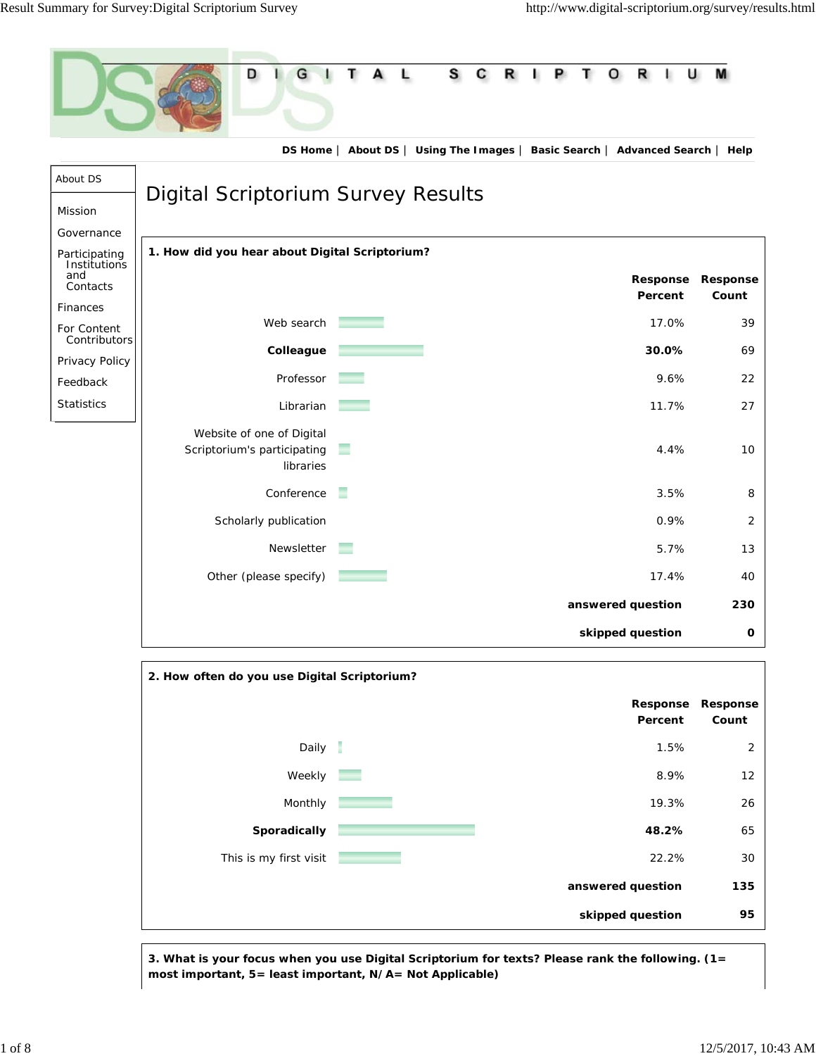DIGITAL SCRIPTORIUM

DS Home | About DS | Using The Images | Basic Search | Advanced Search | Help

About DS

- Mission
- Governance
- Participating Institutions and Contacts
- Finances
- For Content Contributors
- Privacy Policy
- Feedback
- Statistics

# Digital Scriptorium Survey Results

**1. How did you hear about Digital Scriptorium?**

| | Response Percent | Response Count |
|---|---|---|
| Web search | 17.0% | 39 |
| **Colleague** | **30.0%** | 69 |
| Professor | 9.6% | 22 |
| Librarian | 11.7% | 27 |
| Website of one of Digital Scriptorium's participating libraries | 4.4% | 10 |
| Conference | 3.5% | 8 |
| Scholarly publication | 0.9% | 2 |
| Newsletter | 5.7% | 13 |
| Other (please specify) | 17.4% | 40 |
| | **answered question** | **230** |
| | **skipped question** | **0** |

**2. How often do you use Digital Scriptorium?**

| | Response Percent | Response Count |
|---|---|---|
| Daily | 1.5% | 2 |
| Weekly | 8.9% | 12 |
| Monthly | 19.3% | 26 |
| **Sporadically** | **48.2%** | 65 |
| This is my first visit | 22.2% | 30 |
| | **answered question** | **135** |
| | **skipped question** | **95** |

**3. What is your focus when you use Digital Scriptorium for texts? Please rank the following. (1= most important, 5= least important, N/A= Not Applicable)**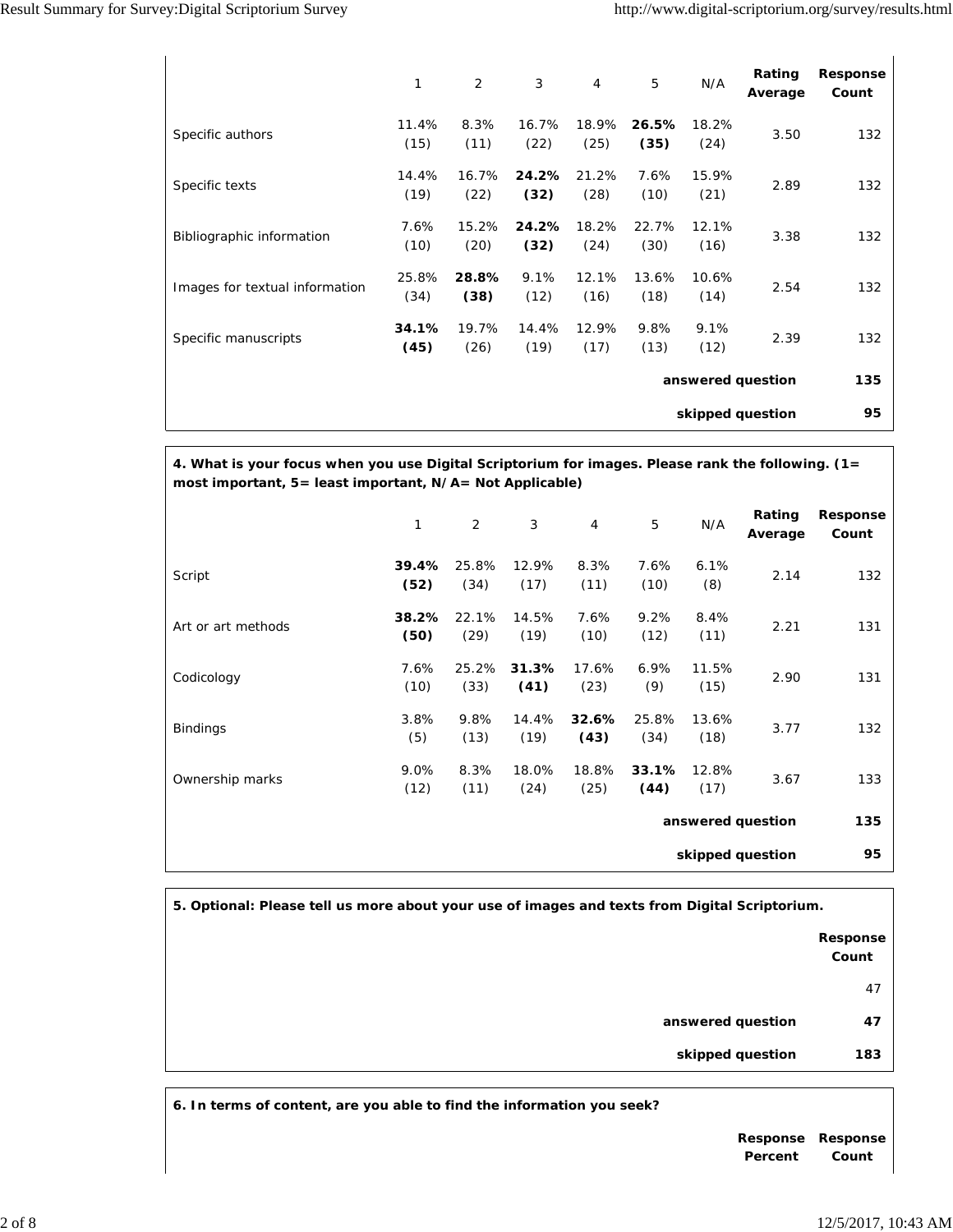| | 1 | 2 | 3 | 4 | 5 | N/A | Rating Average | Response Count |
|---|---|---|---|---|---|---|---|---|
| Specific authors | 11.4% (15) | 8.3% (11) | 16.7% (22) | 18.9% (25) | **26.5% (35)** | 18.2% (24) | 3.50 | 132 |
| Specific texts | 14.4% (19) | 16.7% (22) | **24.2% (32)** | 21.2% (28) | 7.6% (10) | 15.9% (21) | 2.89 | 132 |
| Bibliographic information | 7.6% (10) | 15.2% (20) | **24.2% (32)** | 18.2% (24) | 22.7% (30) | 12.1% (16) | 3.38 | 132 |
| Images for textual information | 25.8% (34) | **28.8% (38)** | 9.1% (12) | 12.1% (16) | 13.6% (18) | 10.6% (14) | 2.54 | 132 |
| Specific manuscripts | **34.1% (45)** | 19.7% (26) | 14.4% (19) | 12.9% (17) | 9.8% (13) | 9.1% (12) | 2.39 | 132 |
| | | | | | | | **answered question** | **135** |
| | | | | | | | **skipped question** | **95** |

**4. What is your focus when you use Digital Scriptorium for images. Please rank the following. (1= most important, 5= least important, N/A= Not Applicable)**

| | 1 | 2 | 3 | 4 | 5 | N/A | Rating Average | Response Count |
|---|---|---|---|---|---|---|---|---|
| Script | **39.4% (52)** | 25.8% (34) | 12.9% (17) | 8.3% (11) | 7.6% (10) | 6.1% (8) | 2.14 | 132 |
| Art or art methods | **38.2% (50)** | 22.1% (29) | 14.5% (19) | 7.6% (10) | 9.2% (12) | 8.4% (11) | 2.21 | 131 |
| Codicology | 7.6% (10) | 25.2% (33) | **31.3% (41)** | 17.6% (23) | 6.9% (9) | 11.5% (15) | 2.90 | 131 |
| Bindings | 3.8% (5) | 9.8% (13) | 14.4% (19) | **32.6% (43)** | 25.8% (34) | 13.6% (18) | 3.77 | 132 |
| Ownership marks | 9.0% (12) | 8.3% (11) | 18.0% (24) | 18.8% (25) | **33.1% (44)** | 12.8% (17) | 3.67 | 133 |
| | | | | | | | **answered question** | **135** |
| | | | | | | | **skipped question** | **95** |

**5. Optional: Please tell us more about your use of images and texts from Digital Scriptorium.**

| | Response Count |
|---|---|
| | 47 |
| **answered question** | **47** |
| **skipped question** | **183** |

**6. In terms of content, are you able to find the information you seek?**

| | Response Percent | Response Count |
|---|---|---|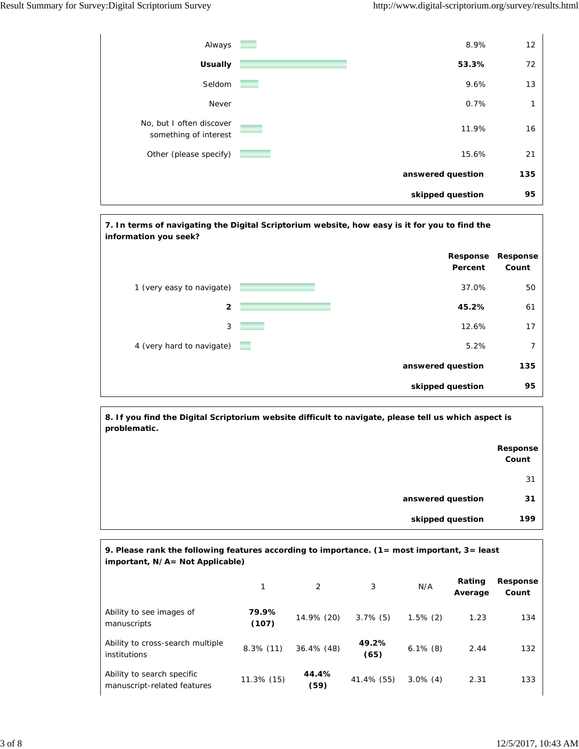| | | Response Percent | Response Count |
|---|---|---|---|
| Always | | 8.9% | 12 |
| **Usually** | | **53.3%** | 72 |
| Seldom | | 9.6% | 13 |
| Never | | 0.7% | 1 |
| No, but I often discover something of interest | | 11.9% | 16 |
| Other (please specify) | | 15.6% | 21 |
| | | **answered question** | **135** |
| | | **skipped question** | **95** |

**7. In terms of navigating the Digital Scriptorium website, how easy is it for you to find the information you seek?**

| | | Response Percent | Response Count |
|---|---|---|---|
| 1 (very easy to navigate) | | 37.0% | 50 |
| **2** | | **45.2%** | 61 |
| 3 | | 12.6% | 17 |
| 4 (very hard to navigate) | | 5.2% | 7 |
| | | **answered question** | **135** |
| | | **skipped question** | **95** |

**8. If you find the Digital Scriptorium website difficult to navigate, please tell us which aspect is problematic.**

| | Response Count |
|---|---|
| | 31 |
| **answered question** | **31** |
| **skipped question** | **199** |

**9. Please rank the following features according to importance. (1= most important, 3= least important, N/A= Not Applicable)**

| | 1 | 2 | 3 | N/A | Rating Average | Response Count |
|---|---|---|---|---|---|---|
| Ability to see images of manuscripts | **79.9% (107)** | 14.9% (20) | 3.7% (5) | 1.5% (2) | 1.23 | 134 |
| Ability to cross-search multiple institutions | 8.3% (11) | 36.4% (48) | **49.2% (65)** | 6.1% (8) | 2.44 | 132 |
| Ability to search specific manuscript-related features | 11.3% (15) | **44.4% (59)** | 41.4% (55) | 3.0% (4) | 2.31 | 133 |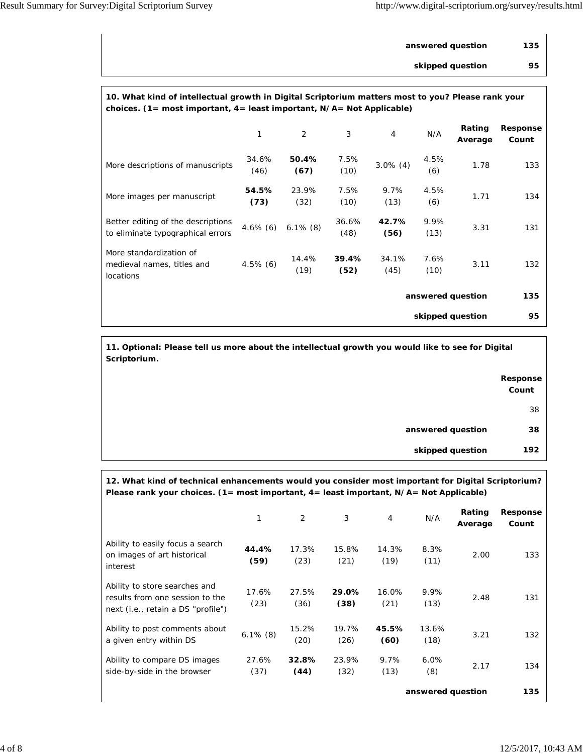| | |
|---|---|
| **answered question** | **135** |
| **skipped question** | **95** |

**10. What kind of intellectual growth in Digital Scriptorium matters most to you? Please rank your choices. (1= most important, 4= least important, N/A= Not Applicable)**

| | 1 | 2 | 3 | 4 | N/A | Rating Average | Response Count |
|---|---|---|---|---|---|---|---|
| More descriptions of manuscripts | 34.6% (46) | **50.4% (67)** | 7.5% (10) | 3.0% (4) | 4.5% (6) | 1.78 | 133 |
| More images per manuscript | **54.5% (73)** | 23.9% (32) | 7.5% (10) | 9.7% (13) | 4.5% (6) | 1.71 | 134 |
| Better editing of the descriptions to eliminate typographical errors | 4.6% (6) | 6.1% (8) | 36.6% (48) | **42.7% (56)** | 9.9% (13) | 3.31 | 131 |
| More standardization of medieval names, titles and locations | 4.5% (6) | 14.4% (19) | **39.4% (52)** | 34.1% (45) | 7.6% (10) | 3.11 | 132 |
| | | | | | | **answered question** | **135** |
| | | | | | | **skipped question** | **95** |

**11. Optional: Please tell us more about the intellectual growth you would like to see for Digital Scriptorium.**

| | Response Count |
|---|---|
| | 38 |
| **answered question** | **38** |
| **skipped question** | **192** |

**12. What kind of technical enhancements would you consider most important for Digital Scriptorium? Please rank your choices. (1= most important, 4= least important, N/A= Not Applicable)**

| | 1 | 2 | 3 | 4 | N/A | Rating Average | Response Count |
|---|---|---|---|---|---|---|---|
| Ability to easily focus a search on images of art historical interest | **44.4% (59)** | 17.3% (23) | 15.8% (21) | 14.3% (19) | 8.3% (11) | 2.00 | 133 |
| Ability to store searches and results from one session to the next (i.e., retain a DS "profile") | 17.6% (23) | 27.5% (36) | **29.0% (38)** | 16.0% (21) | 9.9% (13) | 2.48 | 131 |
| Ability to post comments about a given entry within DS | 6.1% (8) | 15.2% (20) | 19.7% (26) | **45.5% (60)** | 13.6% (18) | 3.21 | 132 |
| Ability to compare DS images side-by-side in the browser | 27.6% (37) | **32.8% (44)** | 23.9% (32) | 9.7% (13) | 6.0% (8) | 2.17 | 134 |
| | | | | | | **answered question** | **135** |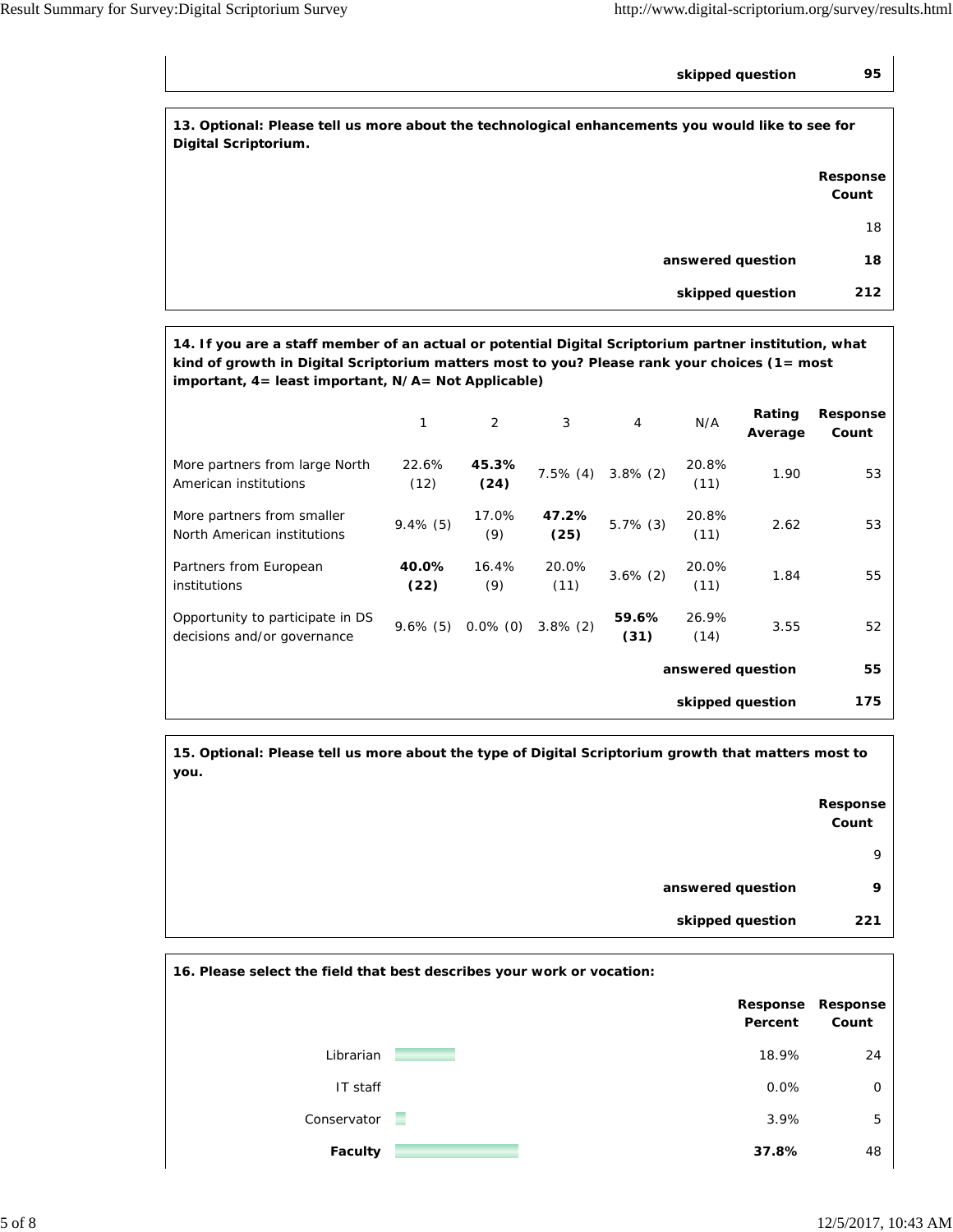| | |
|---|---|
| **skipped question** | **95** |

**13. Optional: Please tell us more about the technological enhancements you would like to see for Digital Scriptorium.**

| | Response Count |
|---|---|
| | 18 |
| **answered question** | **18** |
| **skipped question** | **212** |

**14. If you are a staff member of an actual or potential Digital Scriptorium partner institution, what kind of growth in Digital Scriptorium matters most to you? Please rank your choices (1= most important, 4= least important, N/A= Not Applicable)**

| | 1 | 2 | 3 | 4 | N/A | Rating Average | Response Count |
|---|---|---|---|---|---|---|---|
| More partners from large North American institutions | 22.6% (12) | **45.3% (24)** | 7.5% (4) | 3.8% (2) | 20.8% (11) | 1.90 | 53 |
| More partners from smaller North American institutions | 9.4% (5) | 17.0% (9) | **47.2% (25)** | 5.7% (3) | 20.8% (11) | 2.62 | 53 |
| Partners from European institutions | **40.0% (22)** | 16.4% (9) | 20.0% (11) | 3.6% (2) | 20.0% (11) | 1.84 | 55 |
| Opportunity to participate in DS decisions and/or governance | 9.6% (5) | 0.0% (0) | 3.8% (2) | **59.6% (31)** | 26.9% (14) | 3.55 | 52 |
| | | | | | | **answered question** | **55** |
| | | | | | | **skipped question** | **175** |

**15. Optional: Please tell us more about the type of Digital Scriptorium growth that matters most to you.**

| | Response Count |
|---|---|
| | 9 |
| **answered question** | **9** |
| **skipped question** | **221** |

**16. Please select the field that best describes your work or vocation:**

| | Response Percent | Response Count |
|---|---|---|
| Librarian | 18.9% | 24 |
| IT staff | 0.0% | 0 |
| Conservator | 3.9% | 5 |
| **Faculty** | **37.8%** | 48 |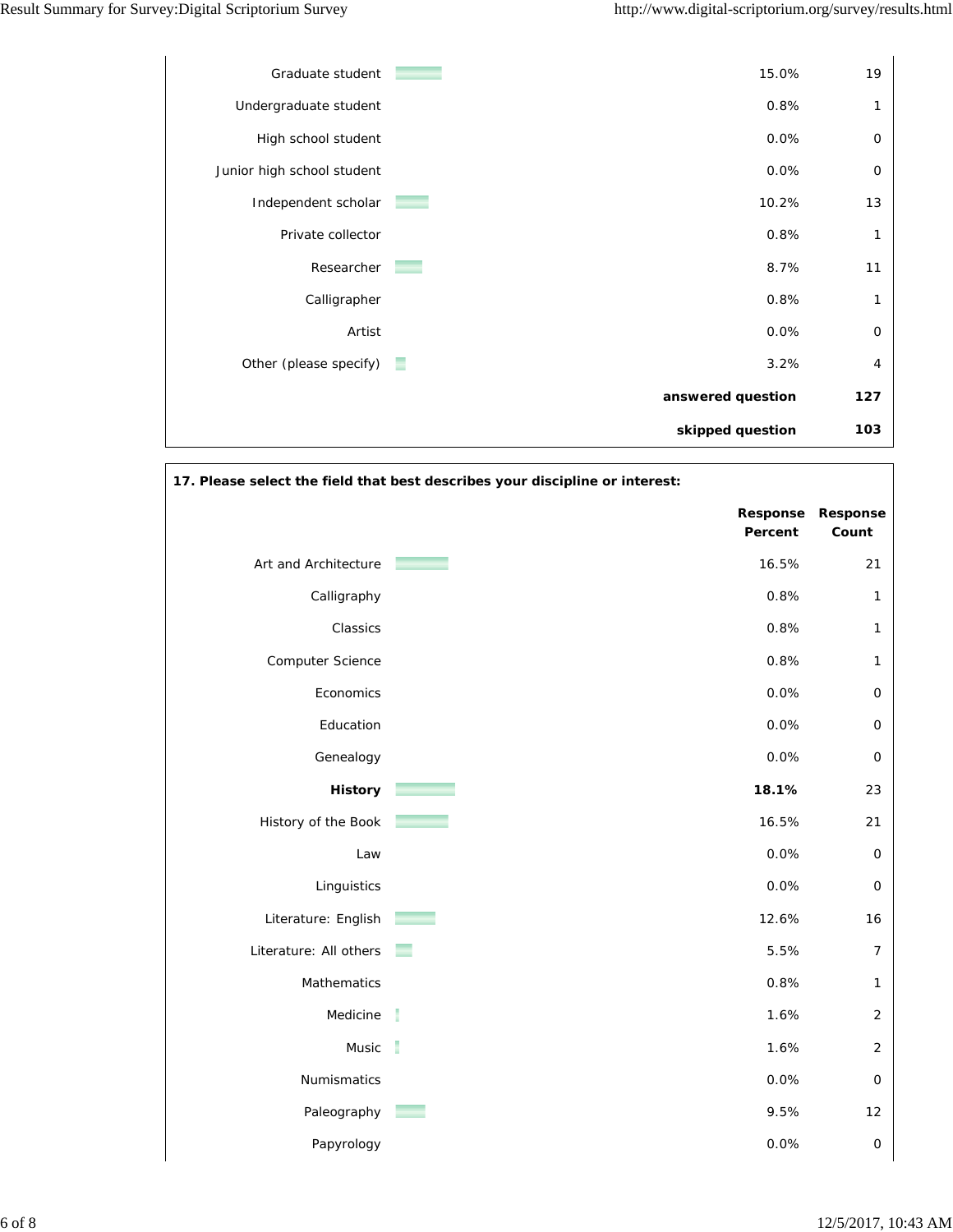| | Response Percent | Response Count |
|---|---|---|
| Graduate student | 15.0% | 19 |
| Undergraduate student | 0.8% | 1 |
| High school student | 0.0% | 0 |
| Junior high school student | 0.0% | 0 |
| Independent scholar | 10.2% | 13 |
| Private collector | 0.8% | 1 |
| Researcher | 8.7% | 11 |
| Calligrapher | 0.8% | 1 |
| Artist | 0.0% | 0 |
| Other (please specify) | 3.2% | 4 |
| | **answered question** | **127** |
| | **skipped question** | **103** |

**17. Please select the field that best describes your discipline or interest:**

| | Response Percent | Response Count |
|---|---|---|
| Art and Architecture | 16.5% | 21 |
| Calligraphy | 0.8% | 1 |
| Classics | 0.8% | 1 |
| Computer Science | 0.8% | 1 |
| Economics | 0.0% | 0 |
| Education | 0.0% | 0 |
| Genealogy | 0.0% | 0 |
| **History** | **18.1%** | 23 |
| History of the Book | 16.5% | 21 |
| Law | 0.0% | 0 |
| Linguistics | 0.0% | 0 |
| Literature: English | 12.6% | 16 |
| Literature: All others | 5.5% | 7 |
| Mathematics | 0.8% | 1 |
| Medicine | 1.6% | 2 |
| Music | 1.6% | 2 |
| Numismatics | 0.0% | 0 |
| Paleography | 9.5% | 12 |
| Papyrology | 0.0% | 0 |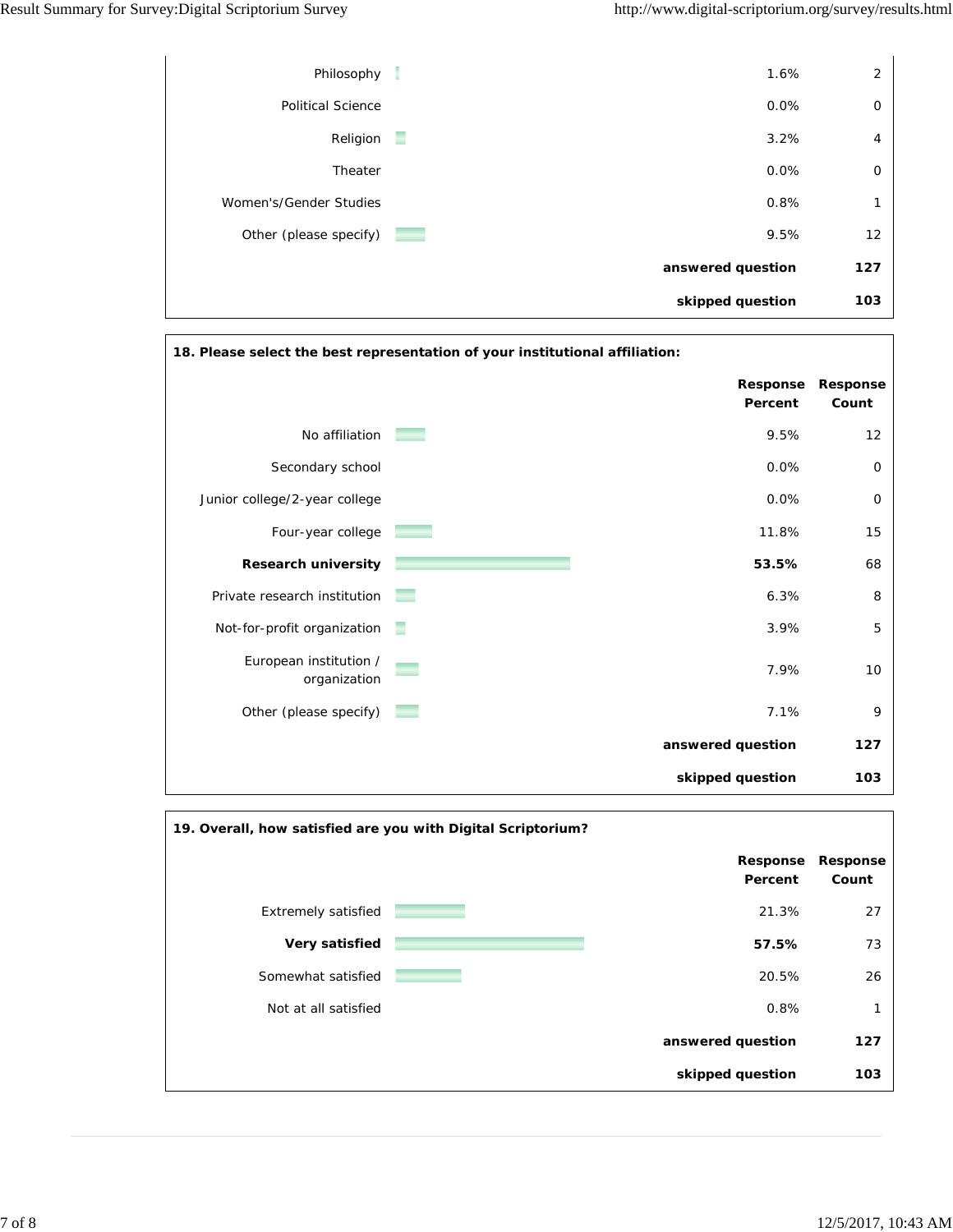| | Response Percent | Response Count |
|---|---|---|
| Philosophy | 1.6% | 2 |
| Political Science | 0.0% | 0 |
| Religion | 3.2% | 4 |
| Theater | 0.0% | 0 |
| Women's/Gender Studies | 0.8% | 1 |
| Other (please specify) | 9.5% | 12 |
| | **answered question** | **127** |
| | **skipped question** | **103** |

**18. Please select the best representation of your institutional affiliation:**

| | Response Percent | Response Count |
|---|---|---|
| No affiliation | 9.5% | 12 |
| Secondary school | 0.0% | 0 |
| Junior college/2-year college | 0.0% | 0 |
| Four-year college | 11.8% | 15 |
| **Research university** | **53.5%** | 68 |
| Private research institution | 6.3% | 8 |
| Not-for-profit organization | 3.9% | 5 |
| European institution / organization | 7.9% | 10 |
| Other (please specify) | 7.1% | 9 |
| | **answered question** | **127** |
| | **skipped question** | **103** |

**19. Overall, how satisfied are you with Digital Scriptorium?**

| | Response Percent | Response Count |
|---|---|---|
| Extremely satisfied | 21.3% | 27 |
| **Very satisfied** | **57.5%** | 73 |
| Somewhat satisfied | 20.5% | 26 |
| Not at all satisfied | 0.8% | 1 |
| | **answered question** | **127** |
| | **skipped question** | **103** |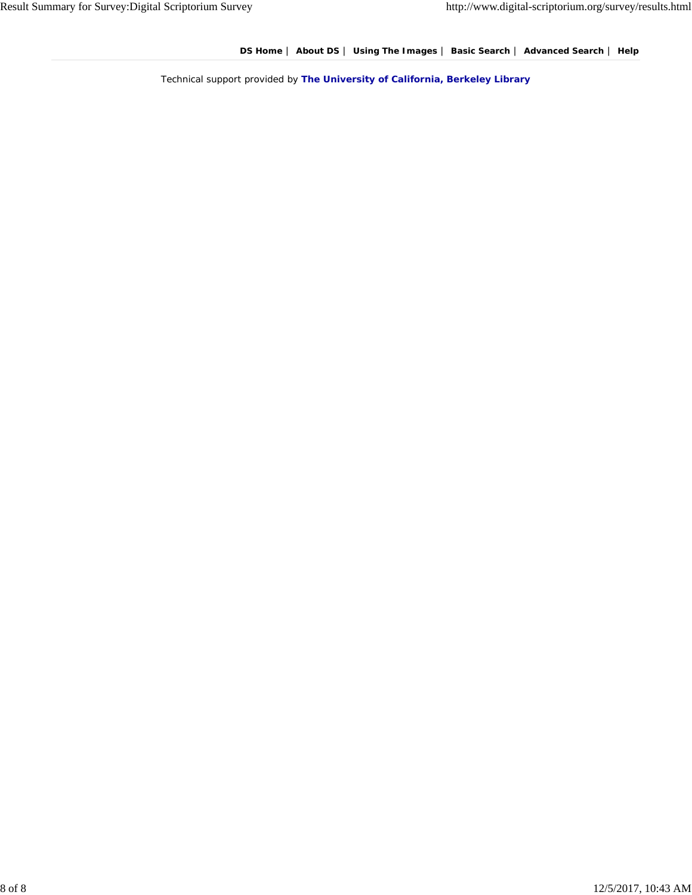**DS Home** | **About DS** | **Using The Images** | **Basic Search** | **Advanced Search** | **Help**

---

Technical support provided by **The University of California, Berkeley Library**